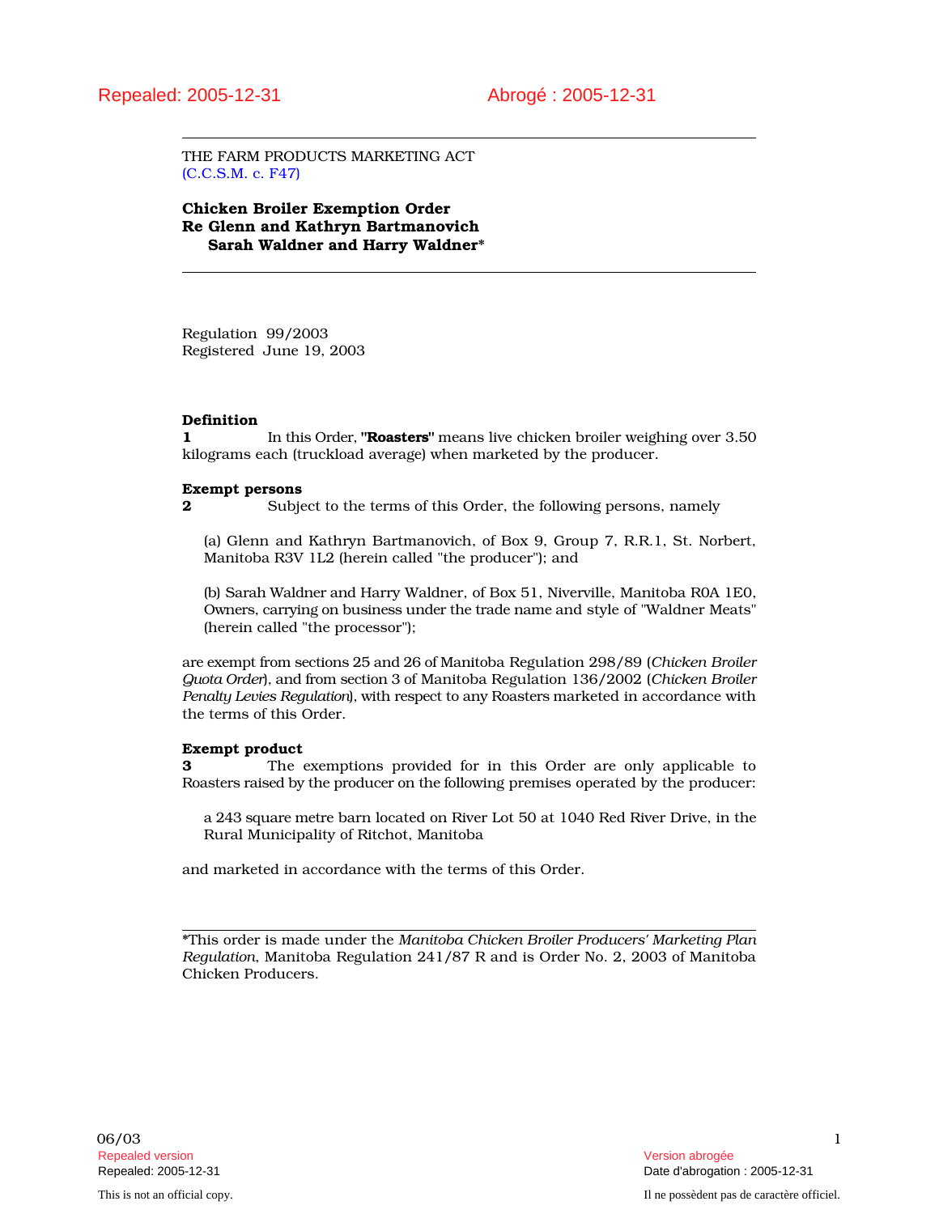Repealed: 2005-12-31 Abrogé : 2005-12-31

THE FARM PRODUCTS MARKETING ACT
(C.C.S.M. c. F47)

**Chicken Broiler Exemption Order**
**Re Glenn and Kathryn Bartmanovich**
**Sarah Waldner and Harry Waldner***

Regulation 99/2003
Registered June 19, 2003

**Definition**

**1** In this Order, **"Roasters"** means live chicken broiler weighing over 3.50 kilograms each (truckload average) when marketed by the producer.

**Exempt persons**

**2** Subject to the terms of this Order, the following persons, namely

(a) Glenn and Kathryn Bartmanovich, of Box 9, Group 7, R.R.1, St. Norbert, Manitoba R3V 1L2 (herein called "the producer"); and

(b) Sarah Waldner and Harry Waldner, of Box 51, Niverville, Manitoba R0A 1E0, Owners, carrying on business under the trade name and style of "Waldner Meats" (herein called "the processor");

are exempt from sections 25 and 26 of Manitoba Regulation 298/89 (*Chicken Broiler Quota Order*), and from section 3 of Manitoba Regulation 136/2002 (*Chicken Broiler Penalty Levies Regulation*), with respect to any Roasters marketed in accordance with the terms of this Order.

**Exempt product**

**3** The exemptions provided for in this Order are only applicable to Roasters raised by the producer on the following premises operated by the producer:

a 243 square metre barn located on River Lot 50 at 1040 Red River Drive, in the Rural Municipality of Ritchot, Manitoba

and marketed in accordance with the terms of this Order.

*This order is made under the *Manitoba Chicken Broiler Producers' Marketing Plan Regulation*, Manitoba Regulation 241/87 R and is Order No. 2, 2003 of Manitoba Chicken Producers.

06/03

Repealed version — Version abrogée
Repealed: 2005-12-31 — Date d'abrogation : 2005-12-31

This is not an official copy. — Il ne possèdent pas de caractère officiel.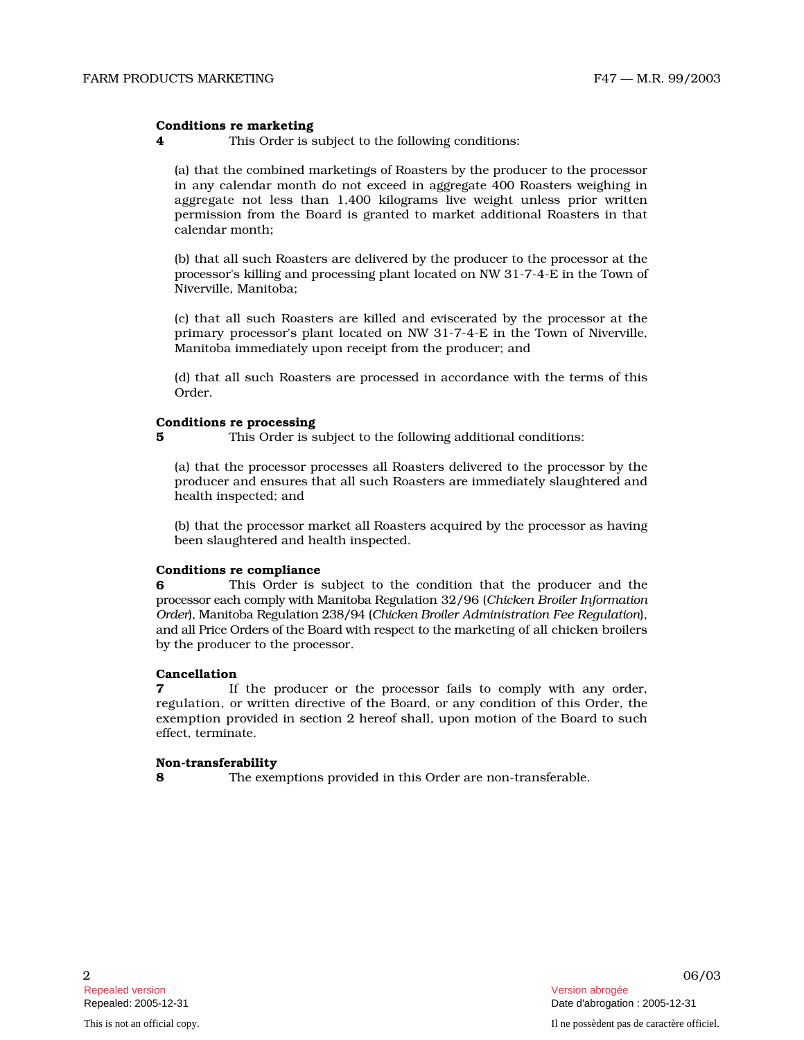**Conditions re marketing**

**4** This Order is subject to the following conditions:

(a) that the combined marketings of Roasters by the producer to the processor in any calendar month do not exceed in aggregate 400 Roasters weighing in aggregate not less than 1,400 kilograms live weight unless prior written permission from the Board is granted to market additional Roasters in that calendar month;

(b) that all such Roasters are delivered by the producer to the processor at the processor's killing and processing plant located on NW 31-7-4-E in the Town of Niverville, Manitoba;

(c) that all such Roasters are killed and eviscerated by the processor at the primary processor's plant located on NW 31-7-4-E in the Town of Niverville, Manitoba immediately upon receipt from the producer; and

(d) that all such Roasters are processed in accordance with the terms of this Order.

**Conditions re processing**

**5** This Order is subject to the following additional conditions:

(a) that the processor processes all Roasters delivered to the processor by the producer and ensures that all such Roasters are immediately slaughtered and health inspected; and

(b) that the processor market all Roasters acquired by the processor as having been slaughtered and health inspected.

**Conditions re compliance**

**6** This Order is subject to the condition that the producer and the processor each comply with Manitoba Regulation 32/96 (*Chicken Broiler Information Order*), Manitoba Regulation 238/94 (*Chicken Broiler Administration Fee Regulation*), and all Price Orders of the Board with respect to the marketing of all chicken broilers by the producer to the processor.

**Cancellation**

**7** If the producer or the processor fails to comply with any order, regulation, or written directive of the Board, or any condition of this Order, the exemption provided in section 2 hereof shall, upon motion of the Board to such effect, terminate.

**Non-transferability**

**8** The exemptions provided in this Order are non-transferable.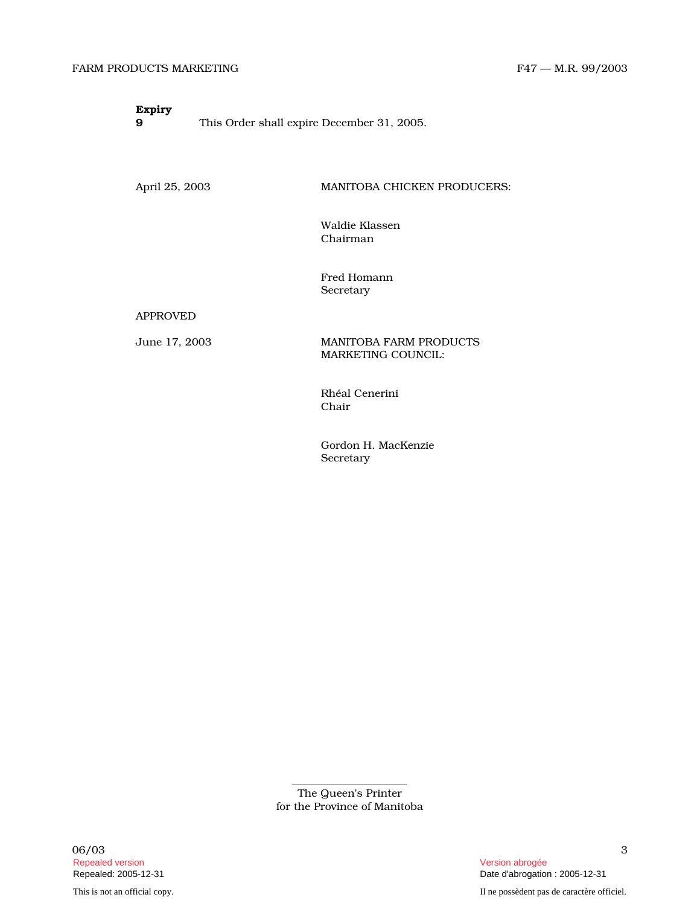**Expiry**

**9** This Order shall expire December 31, 2005.

April 25, 2003

MANITOBA CHICKEN PRODUCERS:

Waldie Klassen
Chairman

Fred Homann
Secretary

APPROVED

June 17, 2003

MANITOBA FARM PRODUCTS MARKETING COUNCIL:

Rhéal Cenerini
Chair

Gordon H. MacKenzie
Secretary

The Queen's Printer
for the Province of Manitoba

Repealed version
Repealed: 2005-12-31

Version abrogée
Date d'abrogation : 2005-12-31

This is not an official copy.

Il ne possèdent pas de caractère officiel.